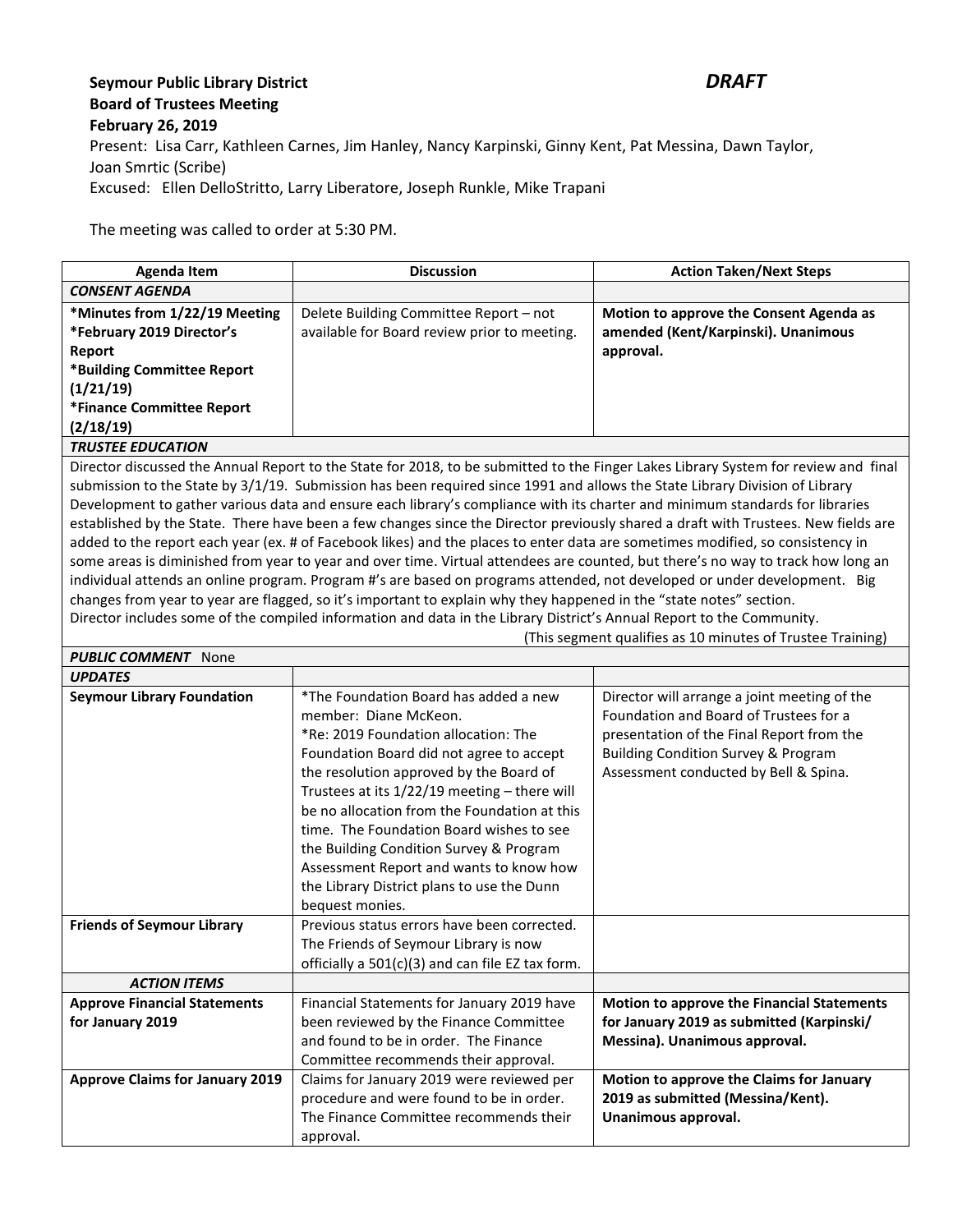**Seymour Public Library District** ***DRAFT***
**Board of Trustees Meeting**
**February 26, 2019**

Present: Lisa Carr, Kathleen Carnes, Jim Hanley, Nancy Karpinski, Ginny Kent, Pat Messina, Dawn Taylor, Joan Smrtic (Scribe)
Excused: Ellen DelloStritto, Larry Liberatore, Joseph Runkle, Mike Trapani

The meeting was called to order at 5:30 PM.

| Agenda Item | Discussion | Action Taken/Next Steps |
|---|---|---|
| ***CONSENT AGENDA*** | | |
| **\*Minutes from 1/22/19 Meeting**<br>**\*February 2019 Director's Report**<br>**\*Building Committee Report (1/21/19)**<br>**\*Finance Committee Report (2/18/19)** | Delete Building Committee Report – not available for Board review prior to meeting. | **Motion to approve the Consent Agenda as amended (Kent/Karpinski). Unanimous approval.** |
| ***TRUSTEE EDUCATION*** | | |
| Director discussed the Annual Report to the State for 2018, to be submitted to the Finger Lakes Library System for review and final submission to the State by 3/1/19. Submission has been required since 1991 and allows the State Library Division of Library Development to gather various data and ensure each library's compliance with its charter and minimum standards for libraries established by the State. There have been a few changes since the Director previously shared a draft with Trustees. New fields are added to the report each year (ex. # of Facebook likes) and the places to enter data are sometimes modified, so consistency in some areas is diminished from year to year and over time. Virtual attendees are counted, but there's no way to track how long an individual attends an online program. Program #'s are based on programs attended, not developed or under development. Big changes from year to year are flagged, so it's important to explain why they happened in the "state notes" section.<br>Director includes some of the compiled information and data in the Library District's Annual Report to the Community.<br>(This segment qualifies as 10 minutes of Trustee Training) | | |
| ***PUBLIC COMMENT*** None | | |
| ***UPDATES*** | | |
| **Seymour Library Foundation** | \*The Foundation Board has added a new member: Diane McKeon.<br>\*Re: 2019 Foundation allocation: The Foundation Board did not agree to accept the resolution approved by the Board of Trustees at its 1/22/19 meeting – there will be no allocation from the Foundation at this time. The Foundation Board wishes to see the Building Condition Survey & Program Assessment Report and wants to know how the Library District plans to use the Dunn bequest monies. | Director will arrange a joint meeting of the Foundation and Board of Trustees for a presentation of the Final Report from the Building Condition Survey & Program Assessment conducted by Bell & Spina. |
| **Friends of Seymour Library** | Previous status errors have been corrected. The Friends of Seymour Library is now officially a 501(c)(3) and can file EZ tax form. | |
| ***ACTION ITEMS*** | | |
| **Approve Financial Statements for January 2019** | Financial Statements for January 2019 have been reviewed by the Finance Committee and found to be in order. The Finance Committee recommends their approval. | **Motion to approve the Financial Statements for January 2019 as submitted (Karpinski/ Messina). Unanimous approval.** |
| **Approve Claims for January 2019** | Claims for January 2019 were reviewed per procedure and were found to be in order. The Finance Committee recommends their approval. | **Motion to approve the Claims for January 2019 as submitted (Messina/Kent). Unanimous approval.** |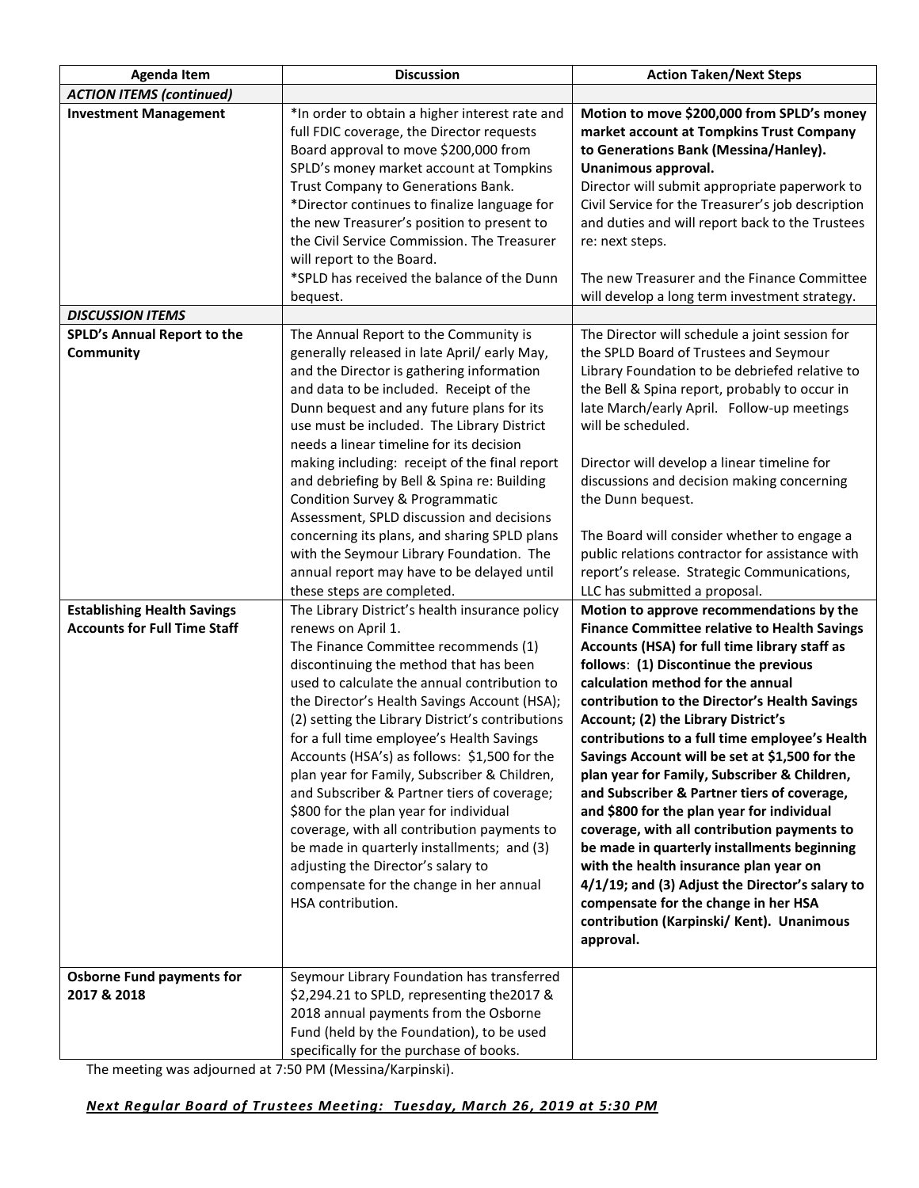| Agenda Item | Discussion | Action Taken/Next Steps |
|---|---|---|
| ***ACTION ITEMS (continued)*** | | |
| **Investment Management** | *In order to obtain a higher interest rate and full FDIC coverage, the Director requests Board approval to move $200,000 from SPLD's money market account at Tompkins Trust Company to Generations Bank.<br>*Director continues to finalize language for the new Treasurer's position to present to the Civil Service Commission. The Treasurer will report to the Board.<br>*SPLD has received the balance of the Dunn bequest. | **Motion to move $200,000 from SPLD's money market account at Tompkins Trust Company to Generations Bank (Messina/Hanley). Unanimous approval.**<br>Director will submit appropriate paperwork to Civil Service for the Treasurer's job description and duties and will report back to the Trustees re: next steps.<br><br>The new Treasurer and the Finance Committee will develop a long term investment strategy. |
| ***DISCUSSION ITEMS*** | | |
| **SPLD's Annual Report to the Community** | The Annual Report to the Community is generally released in late April/ early May, and the Director is gathering information and data to be included. Receipt of the Dunn bequest and any future plans for its use must be included. The Library District needs a linear timeline for its decision making including: receipt of the final report and debriefing by Bell & Spina re: Building Condition Survey & Programmatic Assessment, SPLD discussion and decisions concerning its plans, and sharing SPLD plans with the Seymour Library Foundation. The annual report may have to be delayed until these steps are completed. | The Director will schedule a joint session for the SPLD Board of Trustees and Seymour Library Foundation to be debriefed relative to the Bell & Spina report, probably to occur in late March/early April. Follow-up meetings will be scheduled.<br><br>Director will develop a linear timeline for discussions and decision making concerning the Dunn bequest.<br><br>The Board will consider whether to engage a public relations contractor for assistance with report's release. Strategic Communications, LLC has submitted a proposal. |
| **Establishing Health Savings Accounts for Full Time Staff** | The Library District's health insurance policy renews on April 1.<br>The Finance Committee recommends (1) discontinuing the method that has been used to calculate the annual contribution to the Director's Health Savings Account (HSA); (2) setting the Library District's contributions for a full time employee's Health Savings Accounts (HSA's) as follows: $1,500 for the plan year for Family, Subscriber & Children, and Subscriber & Partner tiers of coverage; $800 for the plan year for individual coverage, with all contribution payments to be made in quarterly installments; and (3) adjusting the Director's salary to compensate for the change in her annual HSA contribution. | **Motion to approve recommendations by the Finance Committee relative to Health Savings Accounts (HSA) for full time library staff as follows: (1) Discontinue the previous calculation method for the annual contribution to the Director's Health Savings Account; (2) the Library District's contributions to a full time employee's Health Savings Account will be set at $1,500 for the plan year for Family, Subscriber & Children, and Subscriber & Partner tiers of coverage, and $800 for the plan year for individual coverage, with all contribution payments to be made in quarterly installments beginning with the health insurance plan year on 4/1/19; and (3) Adjust the Director's salary to compensate for the change in her HSA contribution (Karpinski/ Kent). Unanimous approval.** |
| **Osborne Fund payments for 2017 & 2018** | Seymour Library Foundation has transferred $2,294.21 to SPLD, representing the2017 & 2018 annual payments from the Osborne Fund (held by the Foundation), to be used specifically for the purchase of books. | |

The meeting was adjourned at 7:50 PM (Messina/Karpinski).

***Next Regular Board of Trustees Meeting: Tuesday, March 26, 2019 at 5:30 PM***